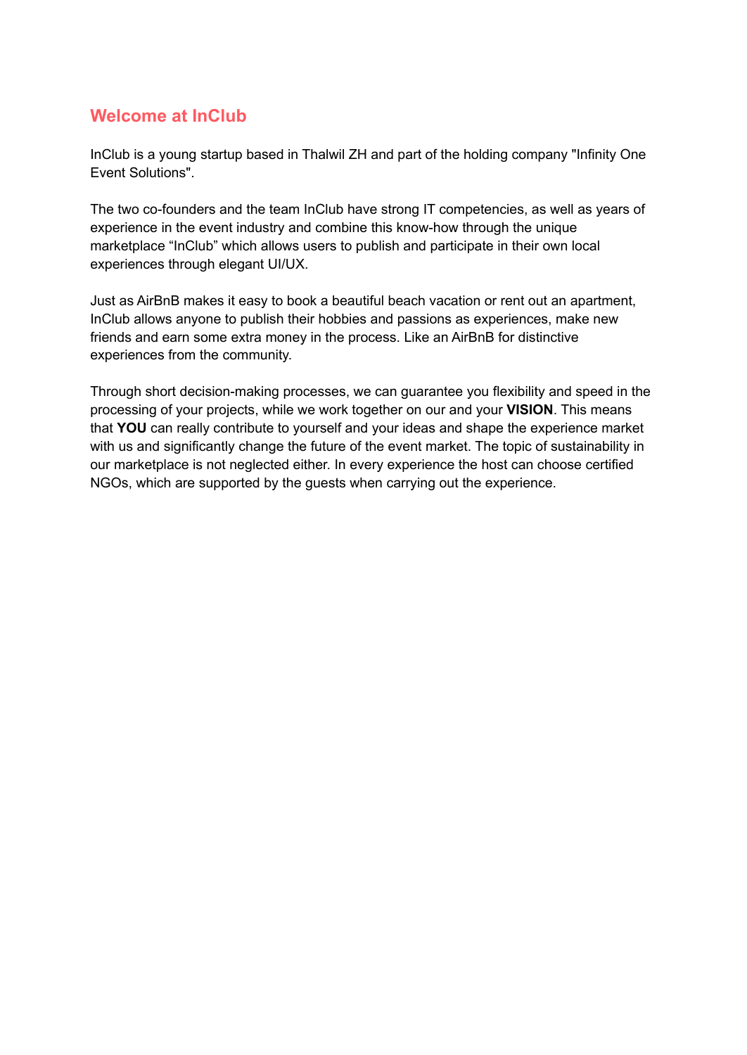## Welcome at InClub

InClub is a young startup based in Thalwil ZH and part of the holding company "Infinity One Event Solutions".

The two co-founders and the team InClub have strong IT competencies, as well as years of experience in the event industry and combine this know-how through the unique marketplace “InClub” which allows users to publish and participate in their own local experiences through elegant UI/UX.

Just as AirBnB makes it easy to book a beautiful beach vacation or rent out an apartment, InClub allows anyone to publish their hobbies and passions as experiences, make new friends and earn some extra money in the process. Like an AirBnB for distinctive experiences from the community.

Through short decision-making processes, we can guarantee you flexibility and speed in the processing of your projects, while we work together on our and your **VISION**. This means that **YOU** can really contribute to yourself and your ideas and shape the experience market with us and significantly change the future of the event market. The topic of sustainability in our marketplace is not neglected either. In every experience the host can choose certified NGOs, which are supported by the guests when carrying out the experience.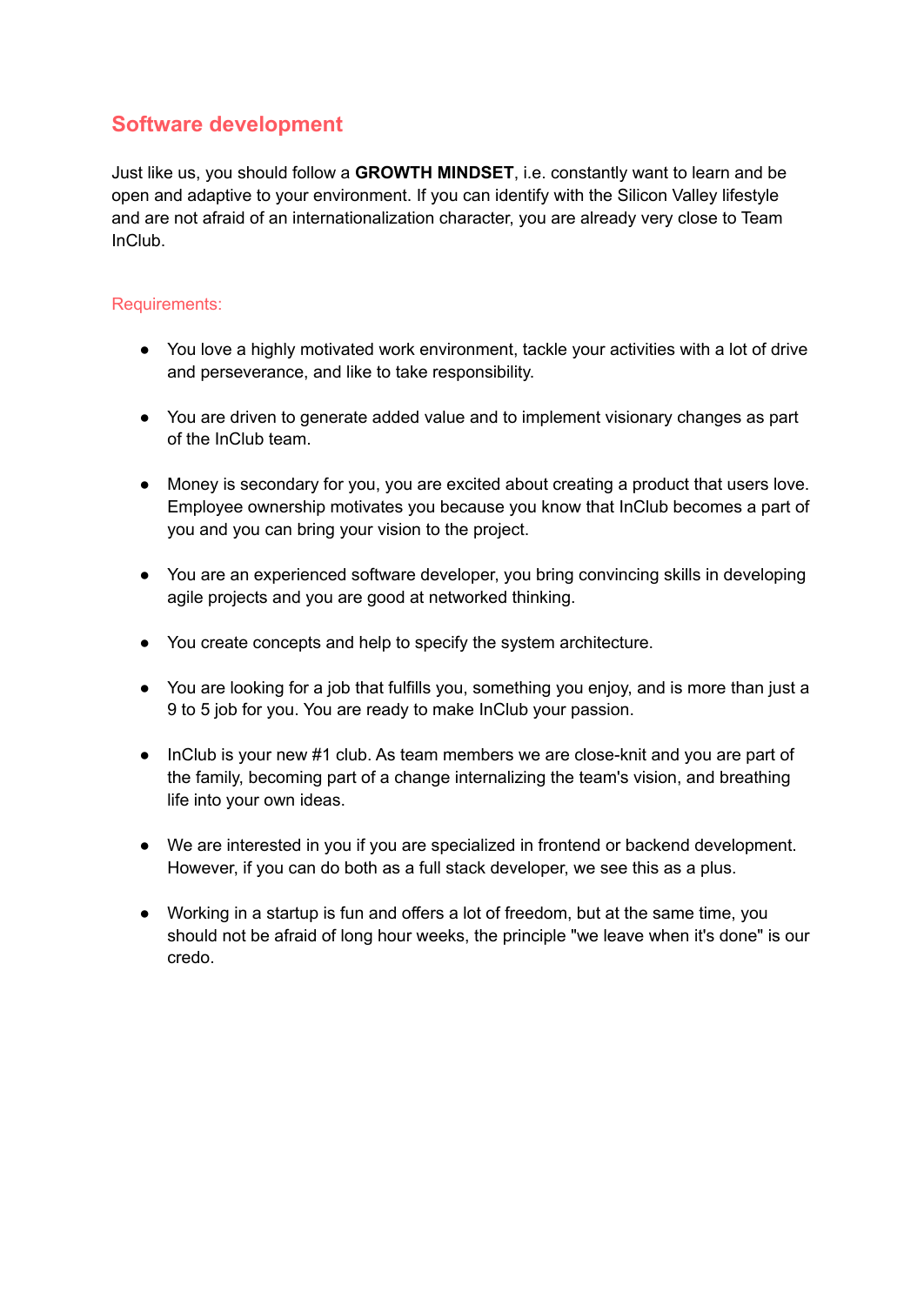## Software development

Just like us, you should follow a **GROWTH MINDSET**, i.e. constantly want to learn and be open and adaptive to your environment. If you can identify with the Silicon Valley lifestyle and are not afraid of an internationalization character, you are already very close to Team InClub.

### Requirements:

- You love a highly motivated work environment, tackle your activities with a lot of drive and perseverance, and like to take responsibility.
- You are driven to generate added value and to implement visionary changes as part of the InClub team.
- Money is secondary for you, you are excited about creating a product that users love. Employee ownership motivates you because you know that InClub becomes a part of you and you can bring your vision to the project.
- You are an experienced software developer, you bring convincing skills in developing agile projects and you are good at networked thinking.
- You create concepts and help to specify the system architecture.
- You are looking for a job that fulfills you, something you enjoy, and is more than just a 9 to 5 job for you. You are ready to make InClub your passion.
- InClub is your new #1 club. As team members we are close-knit and you are part of the family, becoming part of a change internalizing the team's vision, and breathing life into your own ideas.
- We are interested in you if you are specialized in frontend or backend development. However, if you can do both as a full stack developer, we see this as a plus.
- Working in a startup is fun and offers a lot of freedom, but at the same time, you should not be afraid of long hour weeks, the principle "we leave when it's done" is our credo.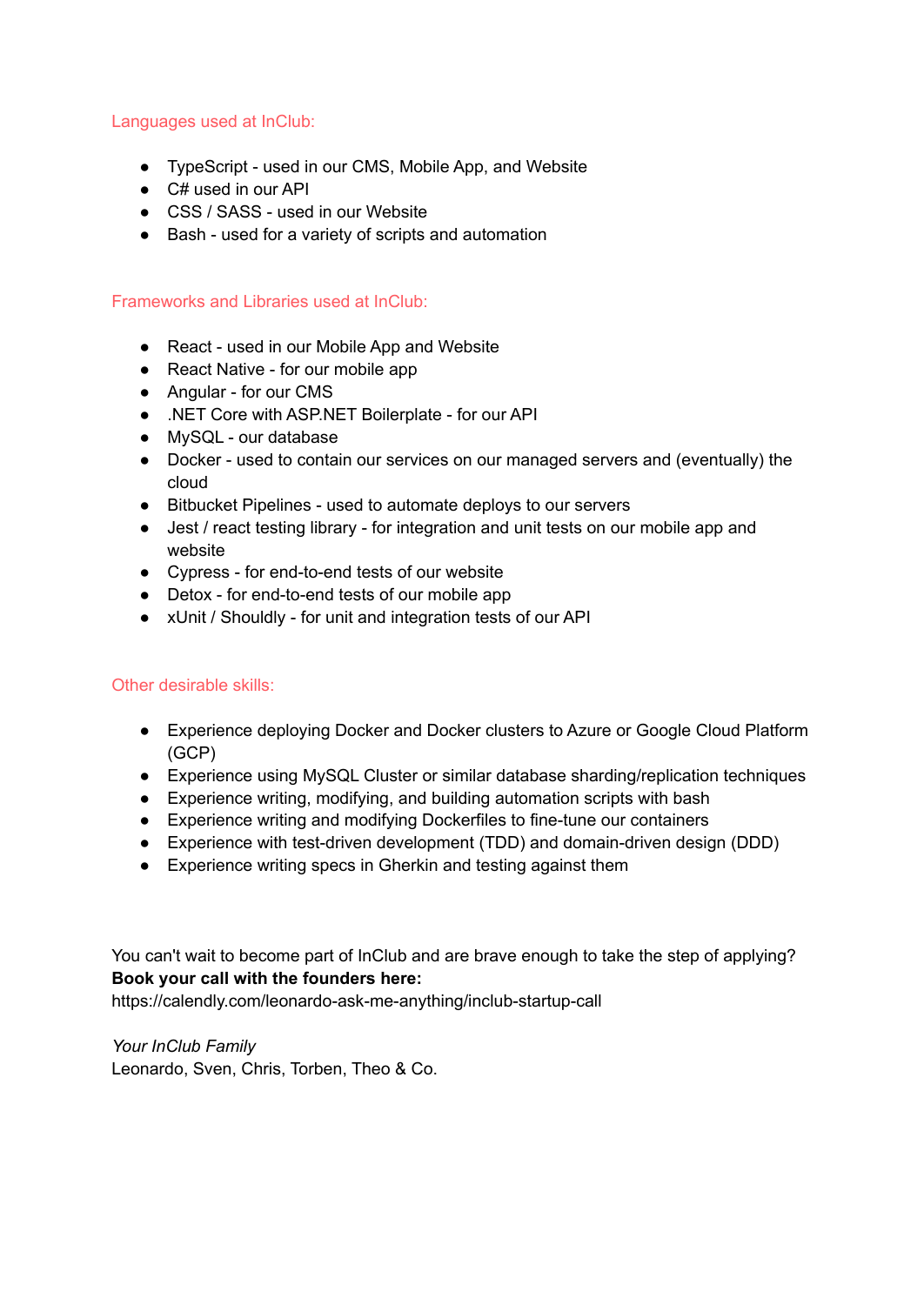## Languages used at InClub:

- TypeScript - used in our CMS, Mobile App, and Website
- C# used in our API
- CSS / SASS - used in our Website
- Bash - used for a variety of scripts and automation

## Frameworks and Libraries used at InClub:

- React - used in our Mobile App and Website
- React Native - for our mobile app
- Angular - for our CMS
- .NET Core with ASP.NET Boilerplate - for our API
- MySQL - our database
- Docker - used to contain our services on our managed servers and (eventually) the cloud
- Bitbucket Pipelines - used to automate deploys to our servers
- Jest / react testing library - for integration and unit tests on our mobile app and website
- Cypress - for end-to-end tests of our website
- Detox - for end-to-end tests of our mobile app
- xUnit / Shouldly - for unit and integration tests of our API

## Other desirable skills:

- Experience deploying Docker and Docker clusters to Azure or Google Cloud Platform (GCP)
- Experience using MySQL Cluster or similar database sharding/replication techniques
- Experience writing, modifying, and building automation scripts with bash
- Experience writing and modifying Dockerfiles to fine-tune our containers
- Experience with test-driven development (TDD) and domain-driven design (DDD)
- Experience writing specs in Gherkin and testing against them

You can't wait to become part of InClub and are brave enough to take the step of applying?
**Book your call with the founders here:**
https://calendly.com/leonardo-ask-me-anything/inclub-startup-call

*Your InClub Family*
Leonardo, Sven, Chris, Torben, Theo & Co.